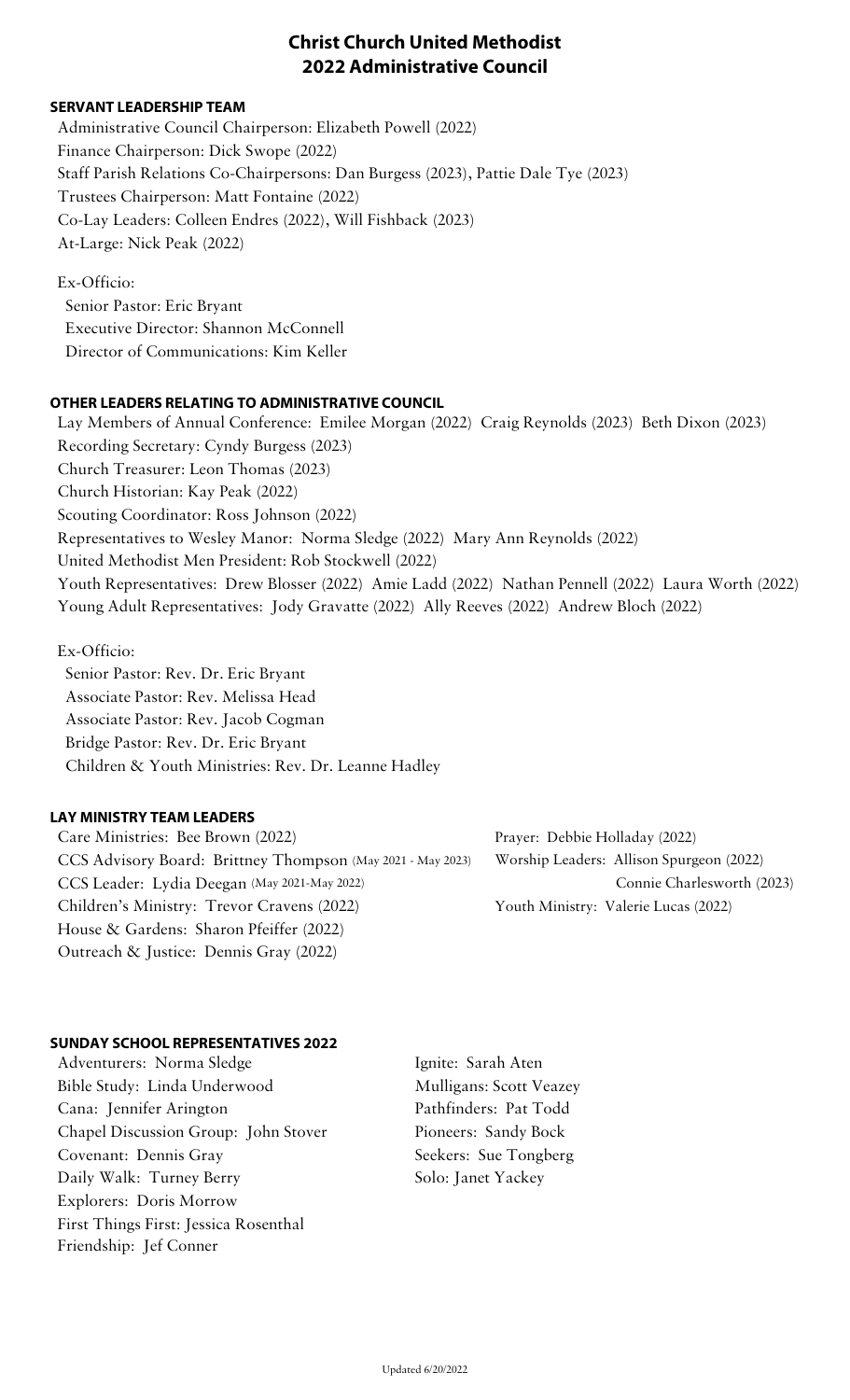# Christ Church United Methodist
## 2022 Administrative Council

### SERVANT LEADERSHIP TEAM

Administrative Council Chairperson: Elizabeth Powell (2022)
Finance Chairperson: Dick Swope (2022)
Staff Parish Relations Co-Chairpersons: Dan Burgess (2023), Pattie Dale Tye (2023)
Trustees Chairperson: Matt Fontaine (2022)
Co-Lay Leaders: Colleen Endres (2022), Will Fishback (2023)
At-Large: Nick Peak (2022)

Ex-Officio:
Senior Pastor: Eric Bryant
Executive Director: Shannon McConnell
Director of Communications: Kim Keller

### OTHER LEADERS RELATING TO ADMINISTRATIVE COUNCIL

Lay Members of Annual Conference: Emilee Morgan (2022) Craig Reynolds (2023) Beth Dixon (2023)
Recording Secretary: Cyndy Burgess (2023)
Church Treasurer: Leon Thomas (2023)
Church Historian: Kay Peak (2022)
Scouting Coordinator: Ross Johnson (2022)
Representatives to Wesley Manor: Norma Sledge (2022) Mary Ann Reynolds (2022)
United Methodist Men President: Rob Stockwell (2022)
Youth Representatives: Drew Blosser (2022) Amie Ladd (2022) Nathan Pennell (2022) Laura Worth (2022)
Young Adult Representatives: Jody Gravatte (2022) Ally Reeves (2022) Andrew Bloch (2022)

Ex-Officio:
Senior Pastor: Rev. Dr. Eric Bryant
Associate Pastor: Rev. Melissa Head
Associate Pastor: Rev. Jacob Cogman
Bridge Pastor: Rev. Dr. Eric Bryant
Children & Youth Ministries: Rev. Dr. Leanne Hadley

### LAY MINISTRY TEAM LEADERS

Care Ministries: Bee Brown (2022)
CCS Advisory Board: Brittney Thompson (May 2021 - May 2023)
CCS Leader: Lydia Deegan (May 2021-May 2022)
Children's Ministry: Trevor Cravens (2022)
House & Gardens: Sharon Pfeiffer (2022)
Outreach & Justice: Dennis Gray (2022)
Prayer: Debbie Holladay (2022)
Worship Leaders: Allison Spurgeon (2022)
Connie Charlesworth (2023)
Youth Ministry: Valerie Lucas (2022)

### SUNDAY SCHOOL REPRESENTATIVES 2022

Adventurers: Norma Sledge
Bible Study: Linda Underwood
Cana: Jennifer Arington
Chapel Discussion Group: John Stover
Covenant: Dennis Gray
Daily Walk: Turney Berry
Explorers: Doris Morrow
First Things First: Jessica Rosenthal
Friendship: Jef Conner
Ignite: Sarah Aten
Mulligans: Scott Veazey
Pathfinders: Pat Todd
Pioneers: Sandy Bock
Seekers: Sue Tongberg
Solo: Janet Yackey

Updated 6/20/2022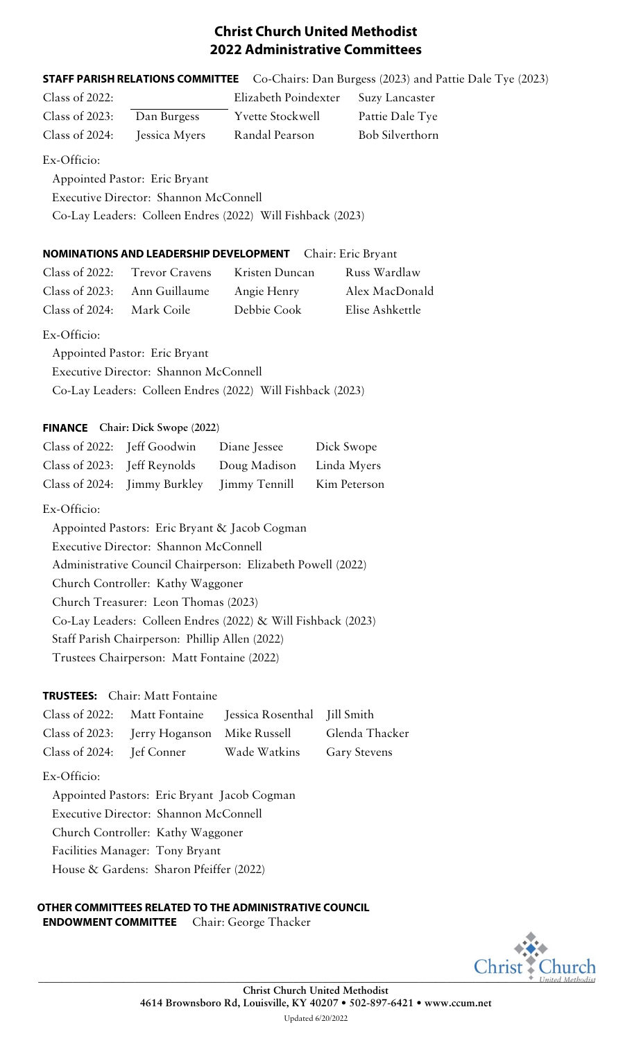# Christ Church United Methodist
## 2022 Administrative Committees

**STAFF PARISH RELATIONS COMMITTEE** Co-Chairs: Dan Burgess (2023) and Pattie Dale Tye (2023)

| | | | |
|---|---|---|---|
| Class of 2022: | | Elizabeth Poindexter | Suzy Lancaster |
| Class of 2023: | Dan Burgess | Yvette Stockwell | Pattie Dale Tye |
| Class of 2024: | Jessica Myers | Randal Pearson | Bob Silverthorn |

Ex-Officio:

Appointed Pastor: Eric Bryant
Executive Director: Shannon McConnell
Co-Lay Leaders: Colleen Endres (2022) Will Fishback (2023)

**NOMINATIONS AND LEADERSHIP DEVELOPMENT** Chair: Eric Bryant

| | | | |
|---|---|---|---|
| Class of 2022: | Trevor Cravens | Kristen Duncan | Russ Wardlaw |
| Class of 2023: | Ann Guillaume | Angie Henry | Alex MacDonald |
| Class of 2024: | Mark Coile | Debbie Cook | Elise Ashkettle |

Ex-Officio:

Appointed Pastor: Eric Bryant
Executive Director: Shannon McConnell
Co-Lay Leaders: Colleen Endres (2022) Will Fishback (2023)

**FINANCE** **Chair: Dick Swope (2022)**

| | | | |
|---|---|---|---|
| Class of 2022: | Jeff Goodwin | Diane Jessee | Dick Swope |
| Class of 2023: | Jeff Reynolds | Doug Madison | Linda Myers |
| Class of 2024: | Jimmy Burkley | Jimmy Tennill | Kim Peterson |

Ex-Officio:

Appointed Pastors: Eric Bryant & Jacob Cogman
Executive Director: Shannon McConnell
Administrative Council Chairperson: Elizabeth Powell (2022)
Church Controller: Kathy Waggoner
Church Treasurer: Leon Thomas (2023)
Co-Lay Leaders: Colleen Endres (2022) & Will Fishback (2023)
Staff Parish Chairperson: Phillip Allen (2022)
Trustees Chairperson: Matt Fontaine (2022)

**TRUSTEES:** Chair: Matt Fontaine

| | | | |
|---|---|---|---|
| Class of 2022: | Matt Fontaine | Jessica Rosenthal | Jill Smith |
| Class of 2023: | Jerry Hoganson | Mike Russell | Glenda Thacker |
| Class of 2024: | Jef Conner | Wade Watkins | Gary Stevens |

Ex-Officio:

Appointed Pastors: Eric Bryant Jacob Cogman
Executive Director: Shannon McConnell
Church Controller: Kathy Waggoner
Facilities Manager: Tony Bryant
House & Gardens: Sharon Pfeiffer (2022)

**OTHER COMMITTEES RELATED TO THE ADMINISTRATIVE COUNCIL**
**ENDOWMENT COMMITTEE** Chair: George Thacker

Christ Church United Methodist
4614 Brownsboro Rd, Louisville, KY 40207 • 502-897-6421 • www.ccum.net
Updated 6/20/2022